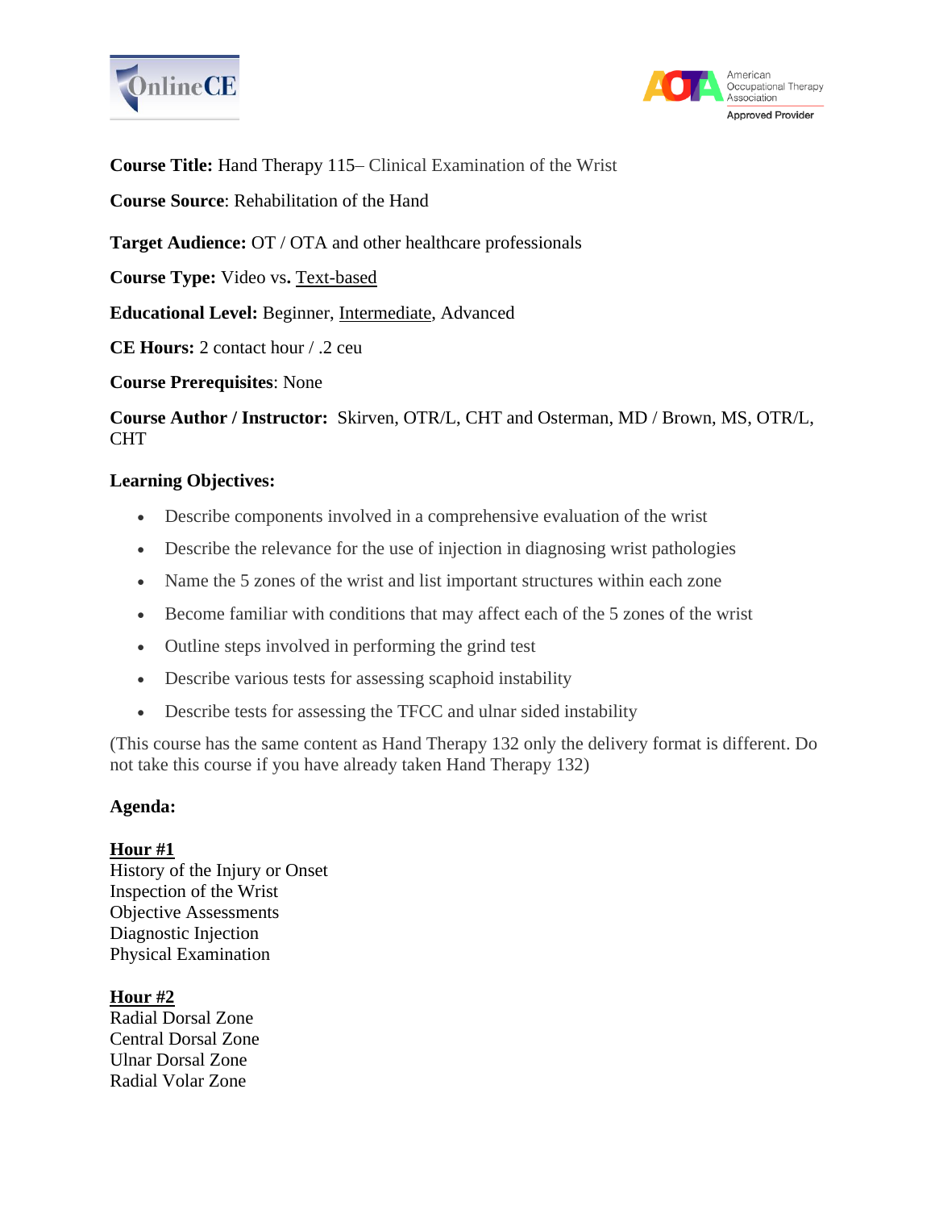**Course Title:** Hand Therapy 115– Clinical Examination of the Wrist

**Course Source**: Rehabilitation of the Hand

**Target Audience:** OT / OTA and other healthcare professionals

**Course Type:** Video vs. Text-based

**Educational Level:** Beginner, Intermediate, Advanced

**CE Hours:** 2 contact hour / .2 ceu

**Course Prerequisites**: None

**Course Author / Instructor:** Skirven, OTR/L, CHT and Osterman, MD / Brown, MS, OTR/L, CHT

**Learning Objectives:**

- Describe components involved in a comprehensive evaluation of the wrist
- Describe the relevance for the use of injection in diagnosing wrist pathologies
- Name the 5 zones of the wrist and list important structures within each zone
- Become familiar with conditions that may affect each of the 5 zones of the wrist
- Outline steps involved in performing the grind test
- Describe various tests for assessing scaphoid instability
- Describe tests for assessing the TFCC and ulnar sided instability

(This course has the same content as Hand Therapy 132 only the delivery format is different. Do not take this course if you have already taken Hand Therapy 132)

**Agenda:**

**Hour #1**
History of the Injury or Onset
Inspection of the Wrist
Objective Assessments
Diagnostic Injection
Physical Examination

**Hour #2**
Radial Dorsal Zone
Central Dorsal Zone
Ulnar Dorsal Zone
Radial Volar Zone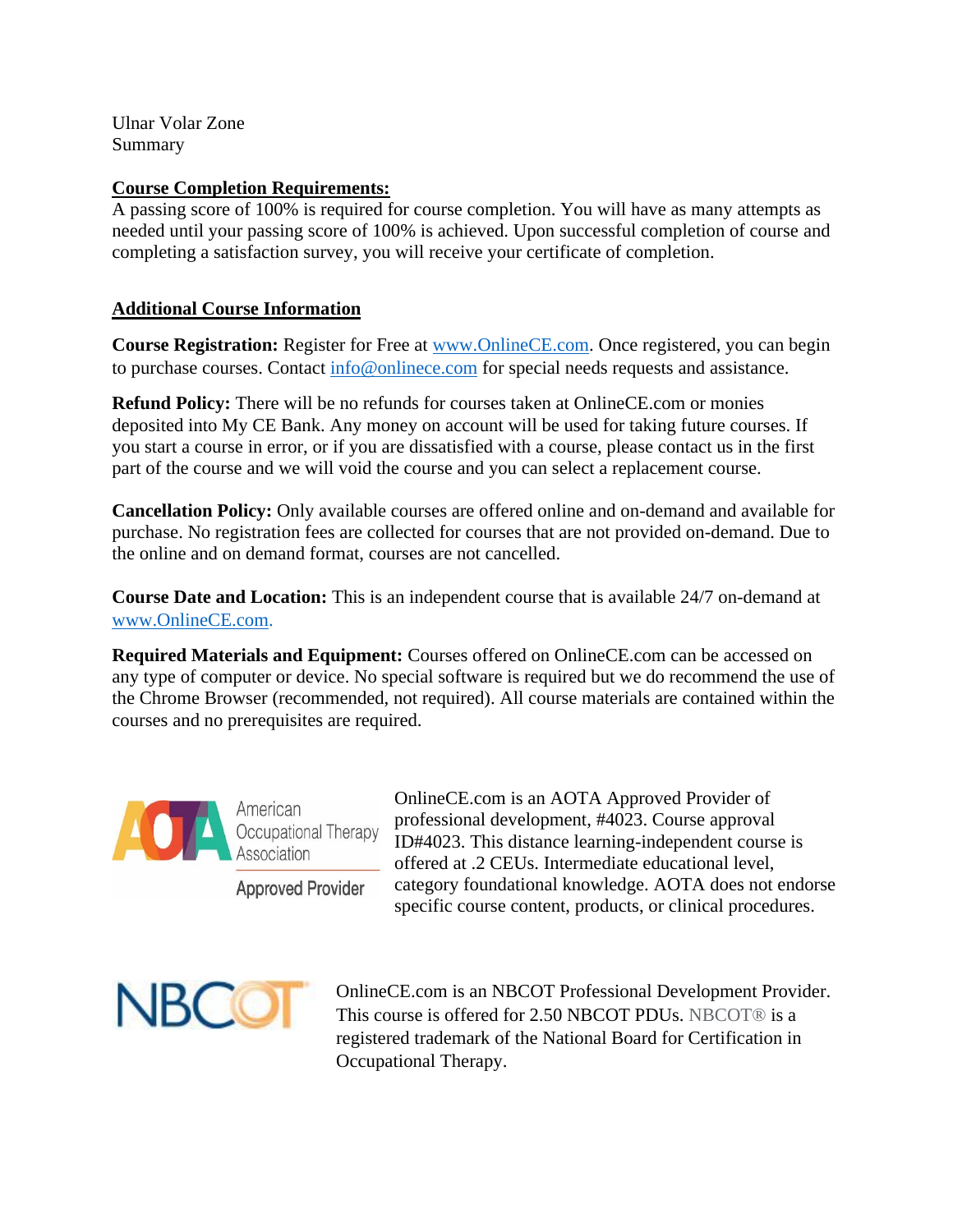Ulnar Volar Zone
Summary

**Course Completion Requirements:**

A passing score of 100% is required for course completion. You will have as many attempts as needed until your passing score of 100% is achieved. Upon successful completion of course and completing a satisfaction survey, you will receive your certificate of completion.

**Additional Course Information**

**Course Registration:** Register for Free at www.OnlineCE.com. Once registered, you can begin to purchase courses. Contact info@onlinece.com for special needs requests and assistance.

**Refund Policy:** There will be no refunds for courses taken at OnlineCE.com or monies deposited into My CE Bank. Any money on account will be used for taking future courses. If you start a course in error, or if you are dissatisfied with a course, please contact us in the first part of the course and we will void the course and you can select a replacement course.

**Cancellation Policy:** Only available courses are offered online and on-demand and available for purchase. No registration fees are collected for courses that are not provided on-demand. Due to the online and on demand format, courses are not cancelled.

**Course Date and Location:** This is an independent course that is available 24/7 on-demand at www.OnlineCE.com.

**Required Materials and Equipment:** Courses offered on OnlineCE.com can be accessed on any type of computer or device. No special software is required but we do recommend the use of the Chrome Browser (recommended, not required). All course materials are contained within the courses and no prerequisites are required.

AOTA American Occupational Therapy Association Approved Provider

OnlineCE.com is an AOTA Approved Provider of professional development, #4023. Course approval ID#4023. This distance learning-independent course is offered at .2 CEUs. Intermediate educational level, category foundational knowledge. AOTA does not endorse specific course content, products, or clinical procedures.

NBCOT

OnlineCE.com is an NBCOT Professional Development Provider. This course is offered for 2.50 NBCOT PDUs. NBCOT® is a registered trademark of the National Board for Certification in Occupational Therapy.